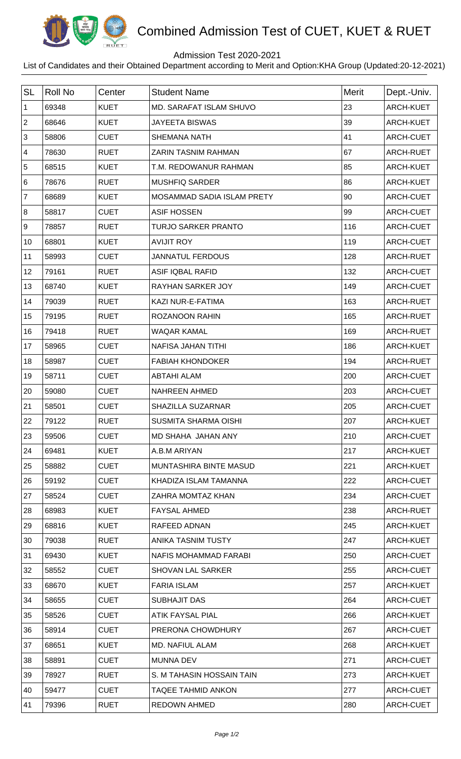# Combined Admission Test of CUET, KUET & RUET

Admission Test 2020-2021

List of Candidates and their Obtained Department according to Merit and Option:KHA Group (Updated:20-12-2021)

| SL | Roll No | Center | Student Name | Merit | Dept.-Univ. |
|---|---|---|---|---|---|
| 1 | 69348 | KUET | MD. SARAFAT ISLAM SHUVO | 23 | ARCH-KUET |
| 2 | 68646 | KUET | JAYEETA BISWAS | 39 | ARCH-KUET |
| 3 | 58806 | CUET | SHEMANA NATH | 41 | ARCH-CUET |
| 4 | 78630 | RUET | ZARIN TASNIM RAHMAN | 67 | ARCH-RUET |
| 5 | 68515 | KUET | T.M. REDOWANUR RAHMAN | 85 | ARCH-KUET |
| 6 | 78676 | RUET | MUSHFIQ SARDER | 86 | ARCH-KUET |
| 7 | 68689 | KUET | MOSAMMAD SADIA ISLAM PRETY | 90 | ARCH-CUET |
| 8 | 58817 | CUET | ASIF HOSSEN | 99 | ARCH-CUET |
| 9 | 78857 | RUET | TURJO SARKER PRANTO | 116 | ARCH-CUET |
| 10 | 68801 | KUET | AVIJIT ROY | 119 | ARCH-CUET |
| 11 | 58993 | CUET | JANNATUL FERDOUS | 128 | ARCH-RUET |
| 12 | 79161 | RUET | ASIF IQBAL RAFID | 132 | ARCH-CUET |
| 13 | 68740 | KUET | RAYHAN SARKER JOY | 149 | ARCH-CUET |
| 14 | 79039 | RUET | KAZI NUR-E-FATIMA | 163 | ARCH-RUET |
| 15 | 79195 | RUET | ROZANOON RAHIN | 165 | ARCH-RUET |
| 16 | 79418 | RUET | WAQAR KAMAL | 169 | ARCH-RUET |
| 17 | 58965 | CUET | NAFISA JAHAN TITHI | 186 | ARCH-KUET |
| 18 | 58987 | CUET | FABIAH KHONDOKER | 194 | ARCH-RUET |
| 19 | 58711 | CUET | ABTAHI ALAM | 200 | ARCH-CUET |
| 20 | 59080 | CUET | NAHREEN AHMED | 203 | ARCH-CUET |
| 21 | 58501 | CUET | SHAZILLA SUZARNAR | 205 | ARCH-CUET |
| 22 | 79122 | RUET | SUSMITA SHARMA OISHI | 207 | ARCH-KUET |
| 23 | 59506 | CUET | MD SHAHA JAHAN ANY | 210 | ARCH-CUET |
| 24 | 69481 | KUET | A.B.M ARIYAN | 217 | ARCH-KUET |
| 25 | 58882 | CUET | MUNTASHIRA BINTE MASUD | 221 | ARCH-KUET |
| 26 | 59192 | CUET | KHADIZA ISLAM TAMANNA | 222 | ARCH-CUET |
| 27 | 58524 | CUET | ZAHRA MOMTAZ KHAN | 234 | ARCH-CUET |
| 28 | 68983 | KUET | FAYSAL AHMED | 238 | ARCH-RUET |
| 29 | 68816 | KUET | RAFEED ADNAN | 245 | ARCH-KUET |
| 30 | 79038 | RUET | ANIKA TASNIM TUSTY | 247 | ARCH-KUET |
| 31 | 69430 | KUET | NAFIS MOHAMMAD FARABI | 250 | ARCH-CUET |
| 32 | 58552 | CUET | SHOVAN LAL SARKER | 255 | ARCH-CUET |
| 33 | 68670 | KUET | FARIA ISLAM | 257 | ARCH-KUET |
| 34 | 58655 | CUET | SUBHAJIT DAS | 264 | ARCH-CUET |
| 35 | 58526 | CUET | ATIK FAYSAL PIAL | 266 | ARCH-KUET |
| 36 | 58914 | CUET | PRERONA CHOWDHURY | 267 | ARCH-CUET |
| 37 | 68651 | KUET | MD. NAFIUL ALAM | 268 | ARCH-KUET |
| 38 | 58891 | CUET | MUNNA DEV | 271 | ARCH-CUET |
| 39 | 78927 | RUET | S. M TAHASIN HOSSAIN TAIN | 273 | ARCH-KUET |
| 40 | 59477 | CUET | TAQEE TAHMID ANKON | 277 | ARCH-CUET |
| 41 | 79396 | RUET | REDOWN AHMED | 280 | ARCH-CUET |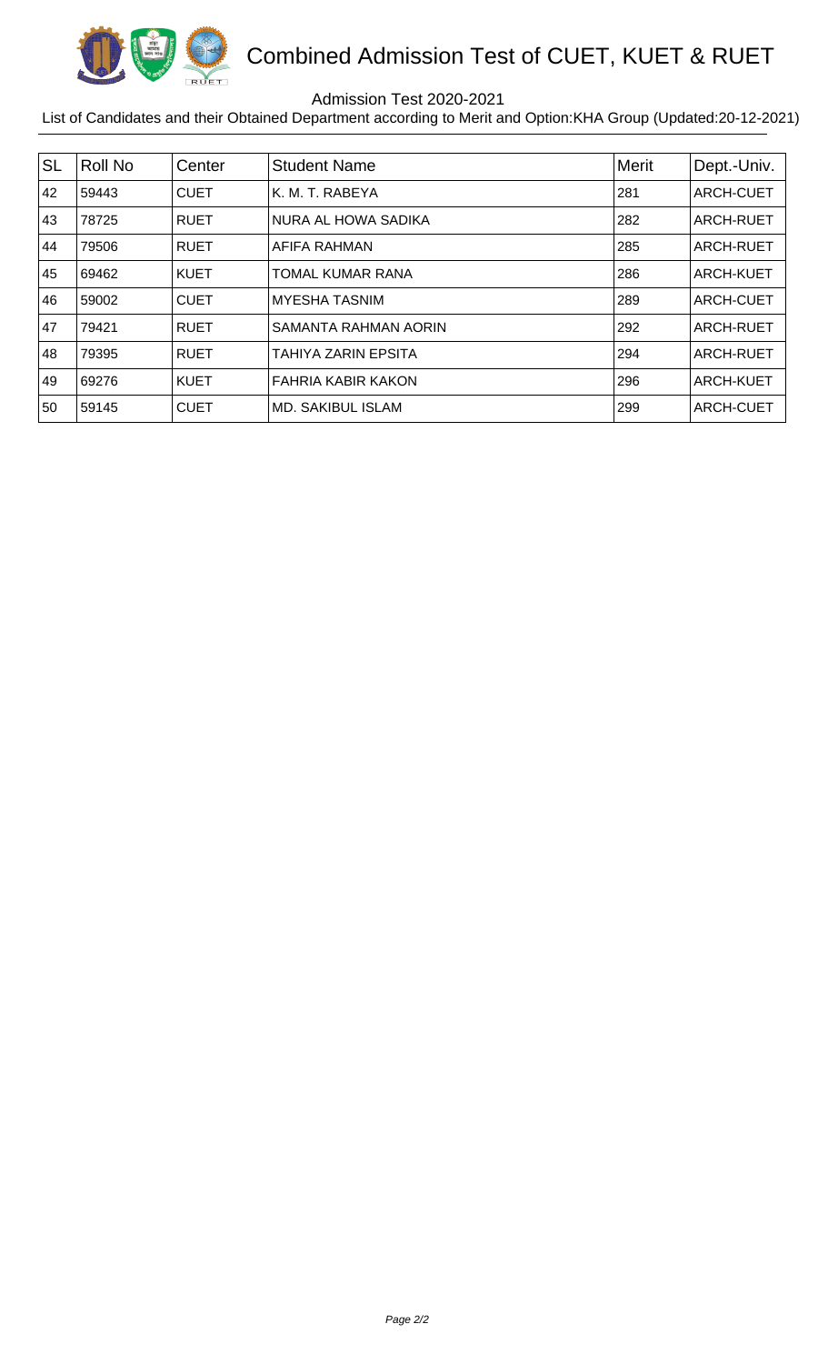# Combined Admission Test of CUET, KUET & RUET

Admission Test 2020-2021

List of Candidates and their Obtained Department according to Merit and Option:KHA Group (Updated:20-12-2021)

| SL | Roll No | Center | Student Name | Merit | Dept.-Univ. |
|---|---|---|---|---|---|
| 42 | 59443 | CUET | K. M. T. RABEYA | 281 | ARCH-CUET |
| 43 | 78725 | RUET | NURA AL HOWA SADIKA | 282 | ARCH-RUET |
| 44 | 79506 | RUET | AFIFA RAHMAN | 285 | ARCH-RUET |
| 45 | 69462 | KUET | TOMAL KUMAR RANA | 286 | ARCH-KUET |
| 46 | 59002 | CUET | MYESHA TASNIM | 289 | ARCH-CUET |
| 47 | 79421 | RUET | SAMANTA RAHMAN AORIN | 292 | ARCH-RUET |
| 48 | 79395 | RUET | TAHIYA ZARIN EPSITA | 294 | ARCH-RUET |
| 49 | 69276 | KUET | FAHRIA KABIR KAKON | 296 | ARCH-KUET |
| 50 | 59145 | CUET | MD. SAKIBUL ISLAM | 299 | ARCH-CUET |